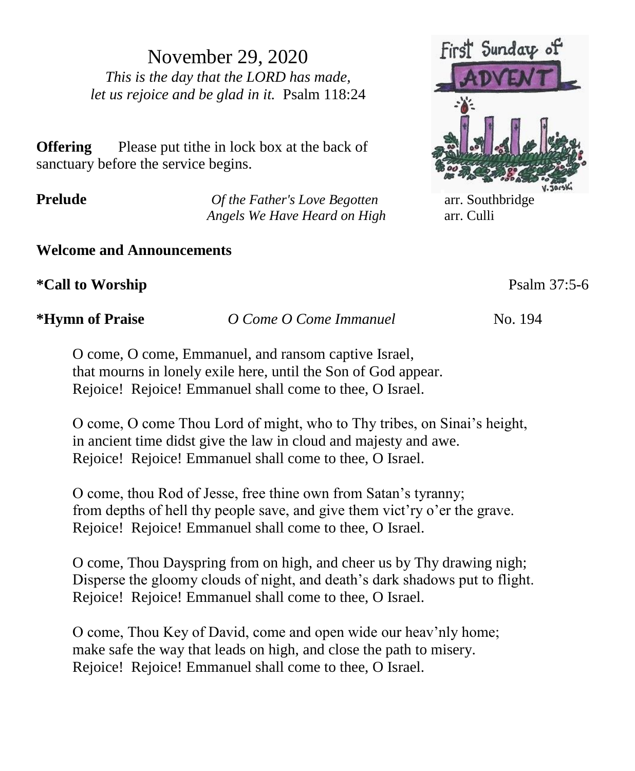# November 29, 2020

*This is the day that the LORD has made,*
*let us rejoice and be glad in it.* Psalm 118:24

First Sunday of ADVENT

**Offering** Please put tithe in lock box at the back of sanctuary before the service begins.

**Prelude** *Of the Father's Love Begotten* arr. Southbridge
*Angels We Have Heard on High* arr. Culli

**Welcome and Announcements**

**\*Call to Worship** Psalm 37:5-6

**\*Hymn of Praise** *O Come O Come Immanuel* No. 194

O come, O come, Emmanuel, and ransom captive Israel,
that mourns in lonely exile here, until the Son of God appear.
Rejoice! Rejoice! Emmanuel shall come to thee, O Israel.

O come, O come Thou Lord of might, who to Thy tribes, on Sinai's height,
in ancient time didst give the law in cloud and majesty and awe.
Rejoice! Rejoice! Emmanuel shall come to thee, O Israel.

O come, thou Rod of Jesse, free thine own from Satan's tyranny;
from depths of hell thy people save, and give them vict'ry o'er the grave.
Rejoice! Rejoice! Emmanuel shall come to thee, O Israel.

O come, Thou Dayspring from on high, and cheer us by Thy drawing nigh;
Disperse the gloomy clouds of night, and death's dark shadows put to flight.
Rejoice! Rejoice! Emmanuel shall come to thee, O Israel.

O come, Thou Key of David, come and open wide our heav'nly home;
make safe the way that leads on high, and close the path to misery.
Rejoice! Rejoice! Emmanuel shall come to thee, O Israel.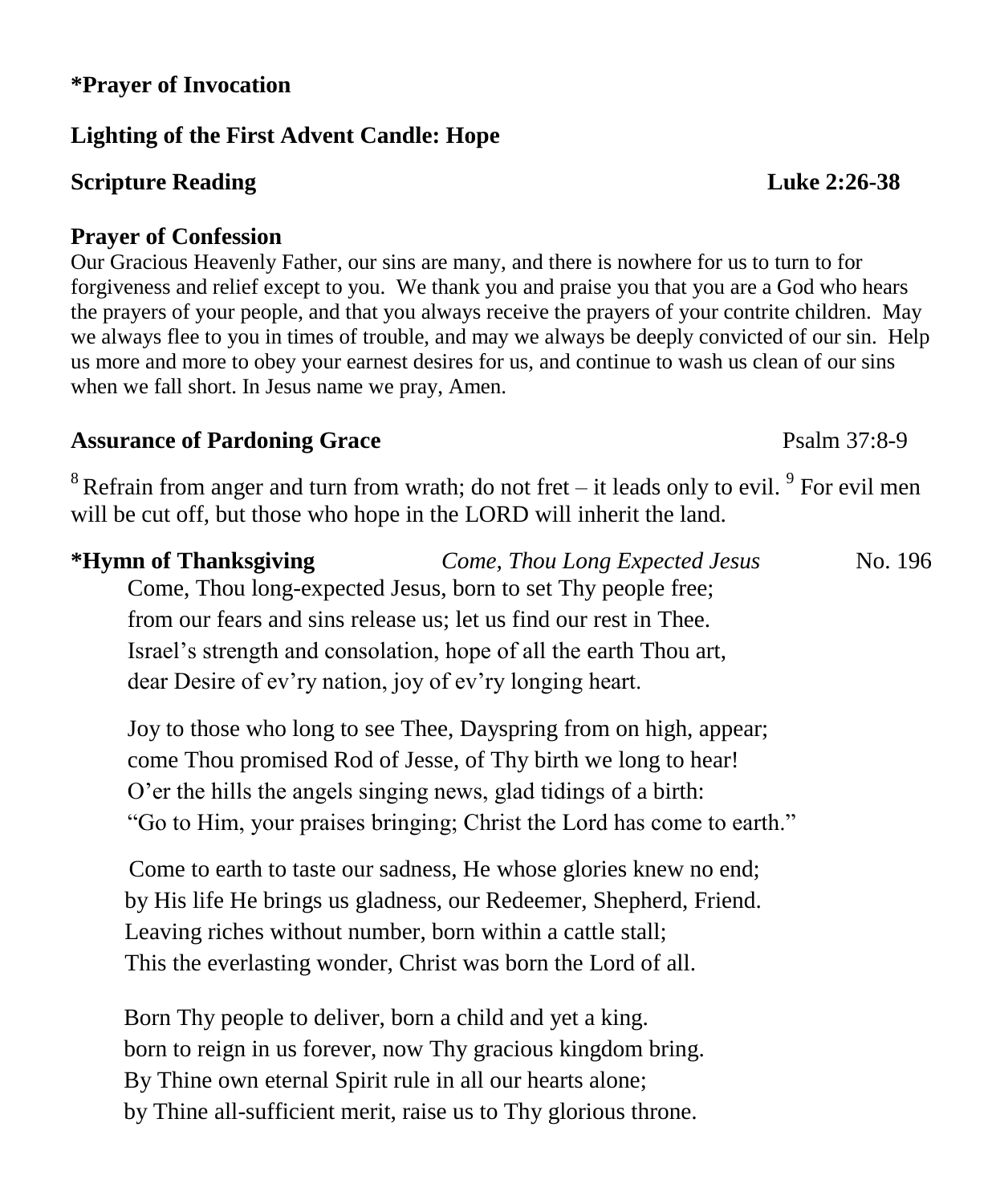**\*Prayer of Invocation**

**Lighting of the First Advent Candle: Hope**

**Scripture Reading** **Luke 2:26-38**

**Prayer of Confession**

Our Gracious Heavenly Father, our sins are many, and there is nowhere for us to turn to for forgiveness and relief except to you. We thank you and praise you that you are a God who hears the prayers of your people, and that you always receive the prayers of your contrite children. May we always flee to you in times of trouble, and may we always be deeply convicted of our sin. Help us more and more to obey your earnest desires for us, and continue to wash us clean of our sins when we fall short. In Jesus name we pray, Amen.

**Assurance of Pardoning Grace** Psalm 37:8-9

[8] Refrain from anger and turn from wrath; do not fret – it leads only to evil. [9] For evil men will be cut off, but those who hope in the LORD will inherit the land.

**\*Hymn of Thanksgiving** *Come, Thou Long Expected Jesus* No. 196

Come, Thou long-expected Jesus, born to set Thy people free;
from our fears and sins release us; let us find our rest in Thee.
Israel's strength and consolation, hope of all the earth Thou art,
dear Desire of ev'ry nation, joy of ev'ry longing heart.

Joy to those who long to see Thee, Dayspring from on high, appear;
come Thou promised Rod of Jesse, of Thy birth we long to hear!
O'er the hills the angels singing news, glad tidings of a birth:
"Go to Him, your praises bringing; Christ the Lord has come to earth."

Come to earth to taste our sadness, He whose glories knew no end;
by His life He brings us gladness, our Redeemer, Shepherd, Friend.
Leaving riches without number, born within a cattle stall;
This the everlasting wonder, Christ was born the Lord of all.

Born Thy people to deliver, born a child and yet a king.
born to reign in us forever, now Thy gracious kingdom bring.
By Thine own eternal Spirit rule in all our hearts alone;
by Thine all-sufficient merit, raise us to Thy glorious throne.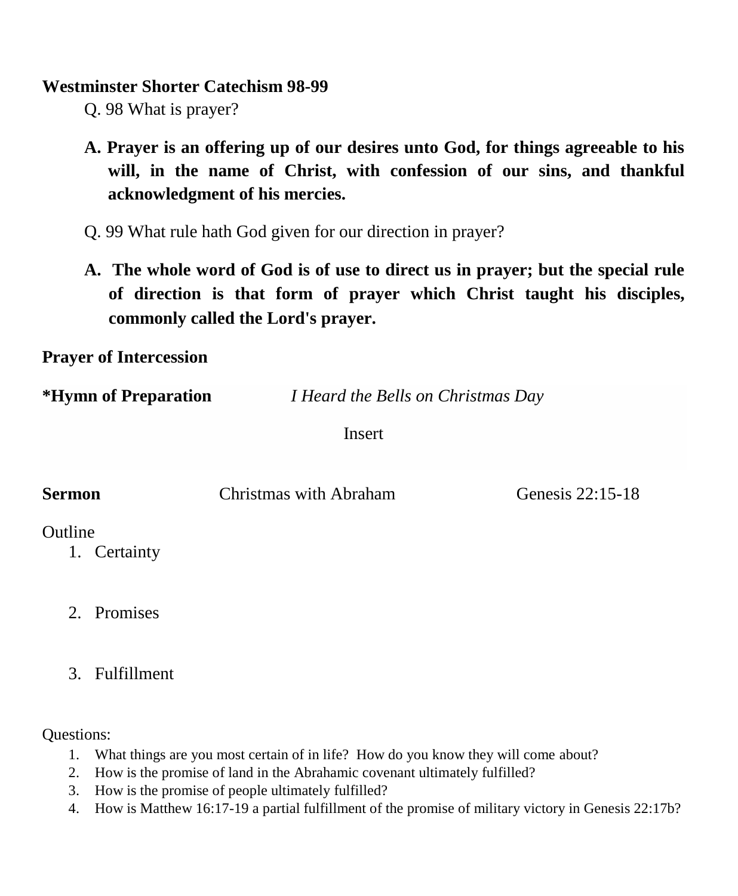**Westminster Shorter Catechism 98-99**

Q. 98 What is prayer?

**A. Prayer is an offering up of our desires unto God, for things agreeable to his will, in the name of Christ, with confession of our sins, and thankful acknowledgment of his mercies.**

Q. 99 What rule hath God given for our direction in prayer?

**A. The whole word of God is of use to direct us in prayer; but the special rule of direction is that form of prayer which Christ taught his disciples, commonly called the Lord's prayer.**

**Prayer of Intercession**

**\*Hymn of Preparation** *I Heard the Bells on Christmas Day*

Insert

**Sermon** Christmas with Abraham Genesis 22:15-18

Outline

1. Certainty
2. Promises
3. Fulfillment

Questions:

1. What things are you most certain of in life? How do you know they will come about?
2. How is the promise of land in the Abrahamic covenant ultimately fulfilled?
3. How is the promise of people ultimately fulfilled?
4. How is Matthew 16:17-19 a partial fulfillment of the promise of military victory in Genesis 22:17b?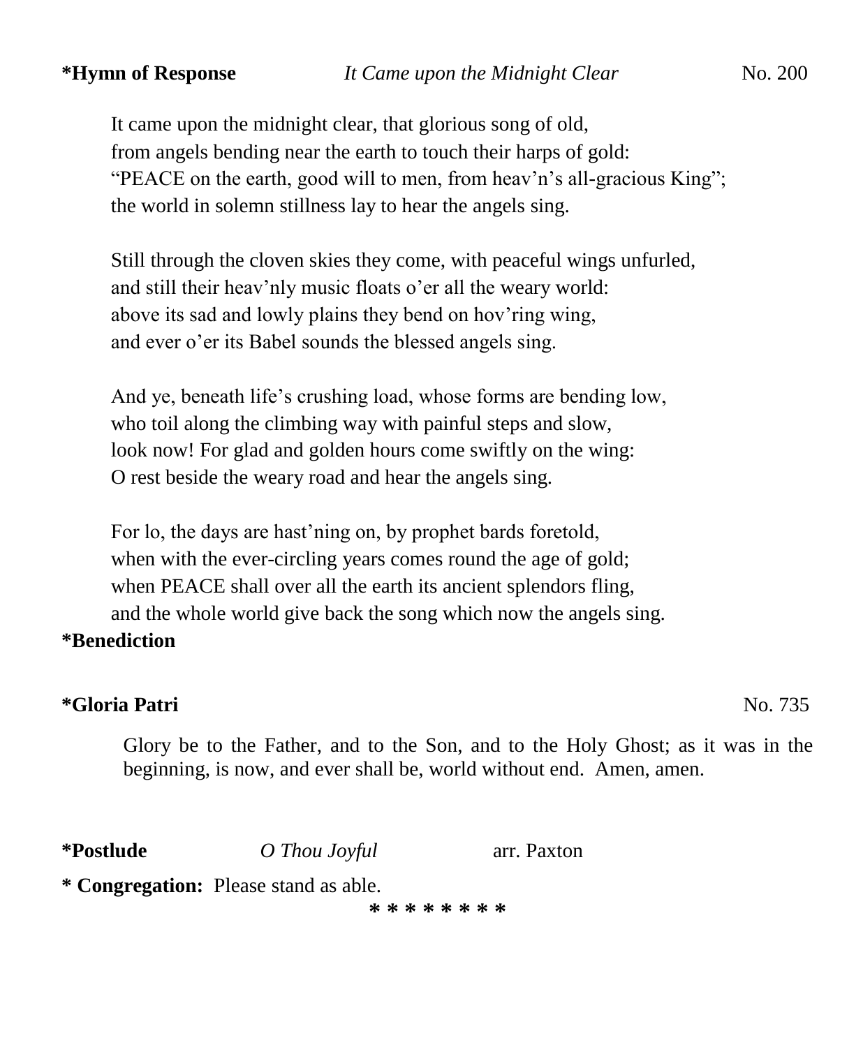**\*Hymn of Response** *It Came upon the Midnight Clear* No. 200

It came upon the midnight clear, that glorious song of old,  
from angels bending near the earth to touch their harps of gold:  
"PEACE on the earth, good will to men, from heav'n's all-gracious King";  
the world in solemn stillness lay to hear the angels sing.

Still through the cloven skies they come, with peaceful wings unfurled,  
and still their heav'nly music floats o'er all the weary world:  
above its sad and lowly plains they bend on hov'ring wing,  
and ever o'er its Babel sounds the blessed angels sing.

And ye, beneath life's crushing load, whose forms are bending low,  
who toil along the climbing way with painful steps and slow,  
look now! For glad and golden hours come swiftly on the wing:  
O rest beside the weary road and hear the angels sing.

For lo, the days are hast'ning on, by prophet bards foretold,  
when with the ever-circling years comes round the age of gold;  
when PEACE shall over all the earth its ancient splendors fling,  
and the whole world give back the song which now the angels sing.

**\*Benediction**

**\*Gloria Patri** No. 735

Glory be to the Father, and to the Son, and to the Holy Ghost; as it was in the beginning, is now, and ever shall be, world without end. Amen, amen.

**\*Postlude** *O Thou Joyful* arr. Paxton

**\* Congregation:** Please stand as able.

\* \* \* \* \* \* \* \*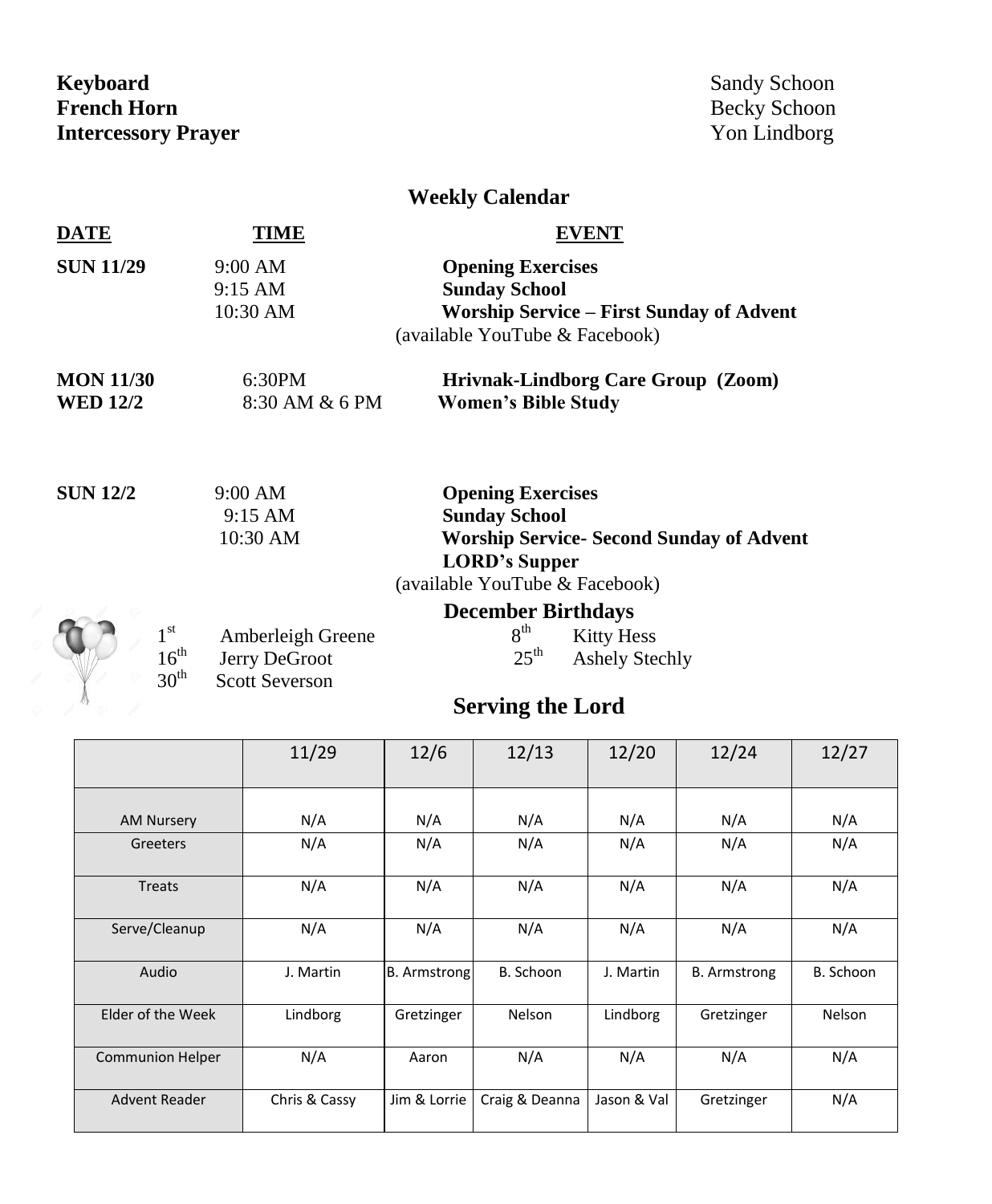**Keyboard** Sandy Schoon
**French Horn** Becky Schoon
**Intercessory Prayer** Yon Lindborg

## Weekly Calendar

| DATE | TIME | EVENT |
|---|---|---|
| **SUN 11/29** | 9:00 AM | **Opening Exercises** |
| | 9:15 AM | **Sunday School** |
| | 10:30 AM | **Worship Service – First Sunday of Advent** (available YouTube & Facebook) |
| **MON 11/30** | 6:30PM | **Hrivnak-Lindborg Care Group (Zoom)** |
| **WED 12/2** | 8:30 AM & 6 PM | **Women's Bible Study** |
| **SUN 12/2** | 9:00 AM | **Opening Exercises** |
| | 9:15 AM | **Sunday School** |
| | 10:30 AM | **Worship Service- Second Sunday of Advent** |
| | | **LORD's Supper** (available YouTube & Facebook) |

## December Birthdays

1st Amberleigh Greene
8th Kitty Hess
16th Jerry DeGroot
25th Ashely Stechly
30th Scott Severson

## Serving the Lord

| | 11/29 | 12/6 | 12/13 | 12/20 | 12/24 | 12/27 |
|---|---|---|---|---|---|---|
| AM Nursery | N/A | N/A | N/A | N/A | N/A | N/A |
| Greeters | N/A | N/A | N/A | N/A | N/A | N/A |
| Treats | N/A | N/A | N/A | N/A | N/A | N/A |
| Serve/Cleanup | N/A | N/A | N/A | N/A | N/A | N/A |
| Audio | J. Martin | B. Armstrong | B. Schoon | J. Martin | B. Armstrong | B. Schoon |
| Elder of the Week | Lindborg | Gretzinger | Nelson | Lindborg | Gretzinger | Nelson |
| Communion Helper | N/A | Aaron | N/A | N/A | N/A | N/A |
| Advent Reader | Chris & Cassy | Jim & Lorrie | Craig & Deanna | Jason & Val | Gretzinger | N/A |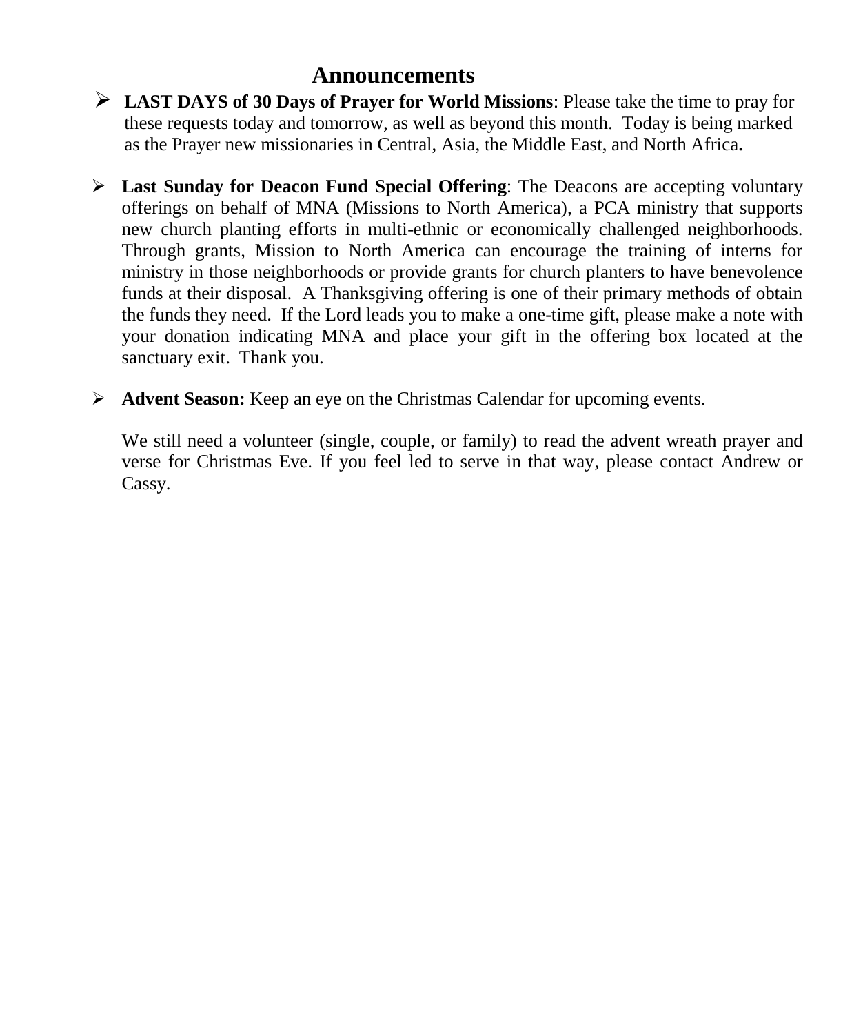# Announcements

- **LAST DAYS of 30 Days of Prayer for World Missions**: Please take the time to pray for these requests today and tomorrow, as well as beyond this month. Today is being marked as the Prayer new missionaries in Central, Asia, the Middle East, and North Africa**.**

- **Last Sunday for Deacon Fund Special Offering**: The Deacons are accepting voluntary offerings on behalf of MNA (Missions to North America), a PCA ministry that supports new church planting efforts in multi-ethnic or economically challenged neighborhoods. Through grants, Mission to North America can encourage the training of interns for ministry in those neighborhoods or provide grants for church planters to have benevolence funds at their disposal. A Thanksgiving offering is one of their primary methods of obtain the funds they need. If the Lord leads you to make a one-time gift, please make a note with your donation indicating MNA and place your gift in the offering box located at the sanctuary exit. Thank you.

- **Advent Season:** Keep an eye on the Christmas Calendar for upcoming events.

  We still need a volunteer (single, couple, or family) to read the advent wreath prayer and verse for Christmas Eve. If you feel led to serve in that way, please contact Andrew or Cassy.